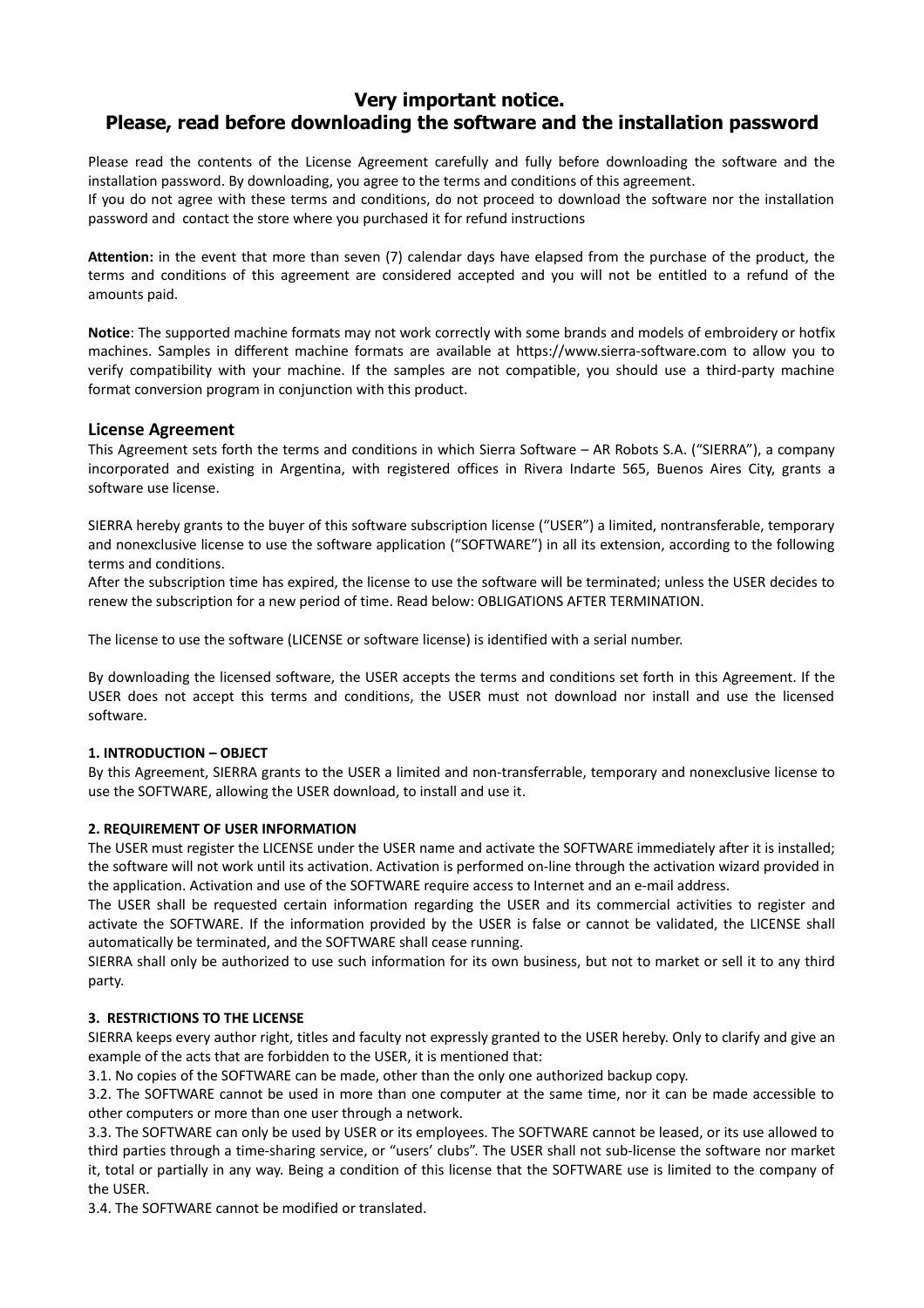# Very important notice.
# Please, read before downloading the software and the installation password

Please read the contents of the License Agreement carefully and fully before downloading the software and the installation password. By downloading, you agree to the terms and conditions of this agreement.
If you do not agree with these terms and conditions, do not proceed to download the software nor the installation password and contact the store where you purchased it for refund instructions

**Attention:** in the event that more than seven (7) calendar days have elapsed from the purchase of the product, the terms and conditions of this agreement are considered accepted and you will not be entitled to a refund of the amounts paid.

**Notice**: The supported machine formats may not work correctly with some brands and models of embroidery or hotfix machines. Samples in different machine formats are available at https://www.sierra-software.com to allow you to verify compatibility with your machine. If the samples are not compatible, you should use a third-party machine format conversion program in conjunction with this product.

## License Agreement

This Agreement sets forth the terms and conditions in which Sierra Software – AR Robots S.A. ("SIERRA"), a company incorporated and existing in Argentina, with registered offices in Rivera Indarte 565, Buenos Aires City, grants a software use license.

SIERRA hereby grants to the buyer of this software subscription license ("USER") a limited, nontransferable, temporary and nonexclusive license to use the software application ("SOFTWARE") in all its extension, according to the following terms and conditions.
After the subscription time has expired, the license to use the software will be terminated; unless the USER decides to renew the subscription for a new period of time. Read below: OBLIGATIONS AFTER TERMINATION.

The license to use the software (LICENSE or software license) is identified with a serial number.

By downloading the licensed software, the USER accepts the terms and conditions set forth in this Agreement. If the USER does not accept this terms and conditions, the USER must not download nor install and use the licensed software.

### 1. INTRODUCTION – OBJECT

By this Agreement, SIERRA grants to the USER a limited and non-transferrable, temporary and nonexclusive license to use the SOFTWARE, allowing the USER download, to install and use it.

### 2. REQUIREMENT OF USER INFORMATION

The USER must register the LICENSE under the USER name and activate the SOFTWARE immediately after it is installed; the software will not work until its activation. Activation is performed on-line through the activation wizard provided in the application. Activation and use of the SOFTWARE require access to Internet and an e-mail address.
The USER shall be requested certain information regarding the USER and its commercial activities to register and activate the SOFTWARE. If the information provided by the USER is false or cannot be validated, the LICENSE shall automatically be terminated, and the SOFTWARE shall cease running.
SIERRA shall only be authorized to use such information for its own business, but not to market or sell it to any third party.

### 3. RESTRICTIONS TO THE LICENSE

SIERRA keeps every author right, titles and faculty not expressly granted to the USER hereby. Only to clarify and give an example of the acts that are forbidden to the USER, it is mentioned that:
3.1. No copies of the SOFTWARE can be made, other than the only one authorized backup copy.
3.2. The SOFTWARE cannot be used in more than one computer at the same time, nor it can be made accessible to other computers or more than one user through a network.
3.3. The SOFTWARE can only be used by USER or its employees. The SOFTWARE cannot be leased, or its use allowed to third parties through a time-sharing service, or "users' clubs". The USER shall not sub-license the software nor market it, total or partially in any way. Being a condition of this license that the SOFTWARE use is limited to the company of the USER.
3.4. The SOFTWARE cannot be modified or translated.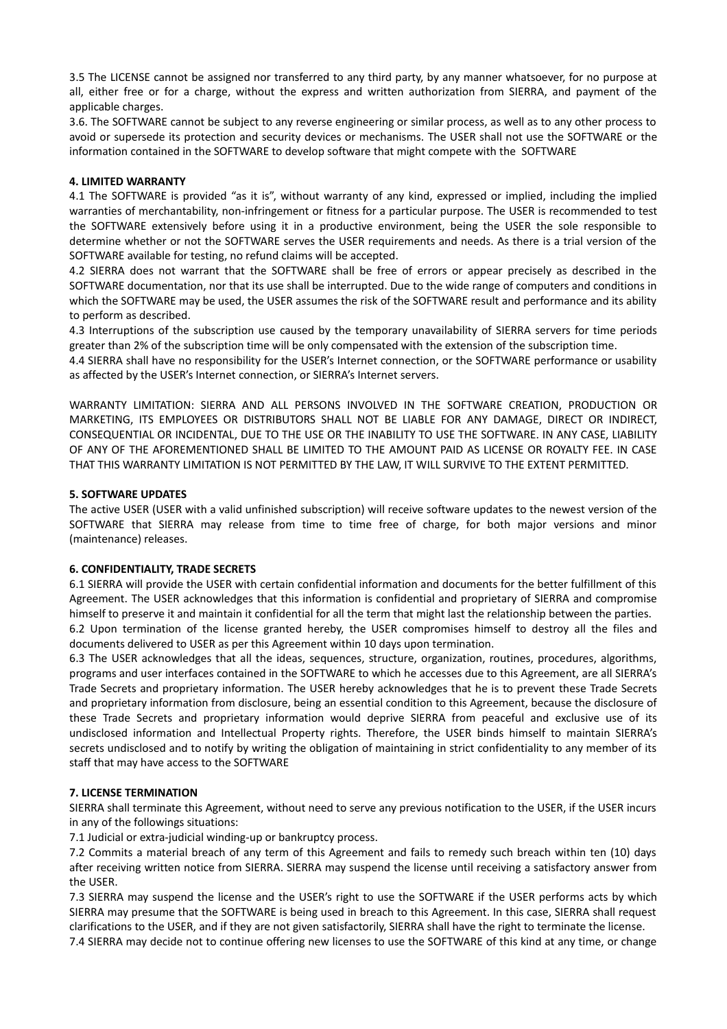3.5 The LICENSE cannot be assigned nor transferred to any third party, by any manner whatsoever, for no purpose at all, either free or for a charge, without the express and written authorization from SIERRA, and payment of the applicable charges.

3.6. The SOFTWARE cannot be subject to any reverse engineering or similar process, as well as to any other process to avoid or supersede its protection and security devices or mechanisms. The USER shall not use the SOFTWARE or the information contained in the SOFTWARE to develop software that might compete with the SOFTWARE

**4. LIMITED WARRANTY**

4.1 The SOFTWARE is provided "as it is", without warranty of any kind, expressed or implied, including the implied warranties of merchantability, non-infringement or fitness for a particular purpose. The USER is recommended to test the SOFTWARE extensively before using it in a productive environment, being the USER the sole responsible to determine whether or not the SOFTWARE serves the USER requirements and needs. As there is a trial version of the SOFTWARE available for testing, no refund claims will be accepted.

4.2 SIERRA does not warrant that the SOFTWARE shall be free of errors or appear precisely as described in the SOFTWARE documentation, nor that its use shall be interrupted. Due to the wide range of computers and conditions in which the SOFTWARE may be used, the USER assumes the risk of the SOFTWARE result and performance and its ability to perform as described.

4.3 Interruptions of the subscription use caused by the temporary unavailability of SIERRA servers for time periods greater than 2% of the subscription time will be only compensated with the extension of the subscription time.

4.4 SIERRA shall have no responsibility for the USER's Internet connection, or the SOFTWARE performance or usability as affected by the USER's Internet connection, or SIERRA's Internet servers.

WARRANTY LIMITATION: SIERRA AND ALL PERSONS INVOLVED IN THE SOFTWARE CREATION, PRODUCTION OR MARKETING, ITS EMPLOYEES OR DISTRIBUTORS SHALL NOT BE LIABLE FOR ANY DAMAGE, DIRECT OR INDIRECT, CONSEQUENTIAL OR INCIDENTAL, DUE TO THE USE OR THE INABILITY TO USE THE SOFTWARE. IN ANY CASE, LIABILITY OF ANY OF THE AFOREMENTIONED SHALL BE LIMITED TO THE AMOUNT PAID AS LICENSE OR ROYALTY FEE. IN CASE THAT THIS WARRANTY LIMITATION IS NOT PERMITTED BY THE LAW, IT WILL SURVIVE TO THE EXTENT PERMITTED.

**5. SOFTWARE UPDATES**

The active USER (USER with a valid unfinished subscription) will receive software updates to the newest version of the SOFTWARE that SIERRA may release from time to time free of charge, for both major versions and minor (maintenance) releases.

**6. CONFIDENTIALITY, TRADE SECRETS**

6.1 SIERRA will provide the USER with certain confidential information and documents for the better fulfillment of this Agreement. The USER acknowledges that this information is confidential and proprietary of SIERRA and compromise himself to preserve it and maintain it confidential for all the term that might last the relationship between the parties.

6.2 Upon termination of the license granted hereby, the USER compromises himself to destroy all the files and documents delivered to USER as per this Agreement within 10 days upon termination.

6.3 The USER acknowledges that all the ideas, sequences, structure, organization, routines, procedures, algorithms, programs and user interfaces contained in the SOFTWARE to which he accesses due to this Agreement, are all SIERRA's Trade Secrets and proprietary information. The USER hereby acknowledges that he is to prevent these Trade Secrets and proprietary information from disclosure, being an essential condition to this Agreement, because the disclosure of these Trade Secrets and proprietary information would deprive SIERRA from peaceful and exclusive use of its undisclosed information and Intellectual Property rights. Therefore, the USER binds himself to maintain SIERRA's secrets undisclosed and to notify by writing the obligation of maintaining in strict confidentiality to any member of its staff that may have access to the SOFTWARE

**7. LICENSE TERMINATION**

SIERRA shall terminate this Agreement, without need to serve any previous notification to the USER, if the USER incurs in any of the followings situations:

7.1 Judicial or extra-judicial winding-up or bankruptcy process.

7.2 Commits a material breach of any term of this Agreement and fails to remedy such breach within ten (10) days after receiving written notice from SIERRA. SIERRA may suspend the license until receiving a satisfactory answer from the USER.

7.3 SIERRA may suspend the license and the USER's right to use the SOFTWARE if the USER performs acts by which SIERRA may presume that the SOFTWARE is being used in breach to this Agreement. In this case, SIERRA shall request clarifications to the USER, and if they are not given satisfactorily, SIERRA shall have the right to terminate the license.

7.4 SIERRA may decide not to continue offering new licenses to use the SOFTWARE of this kind at any time, or change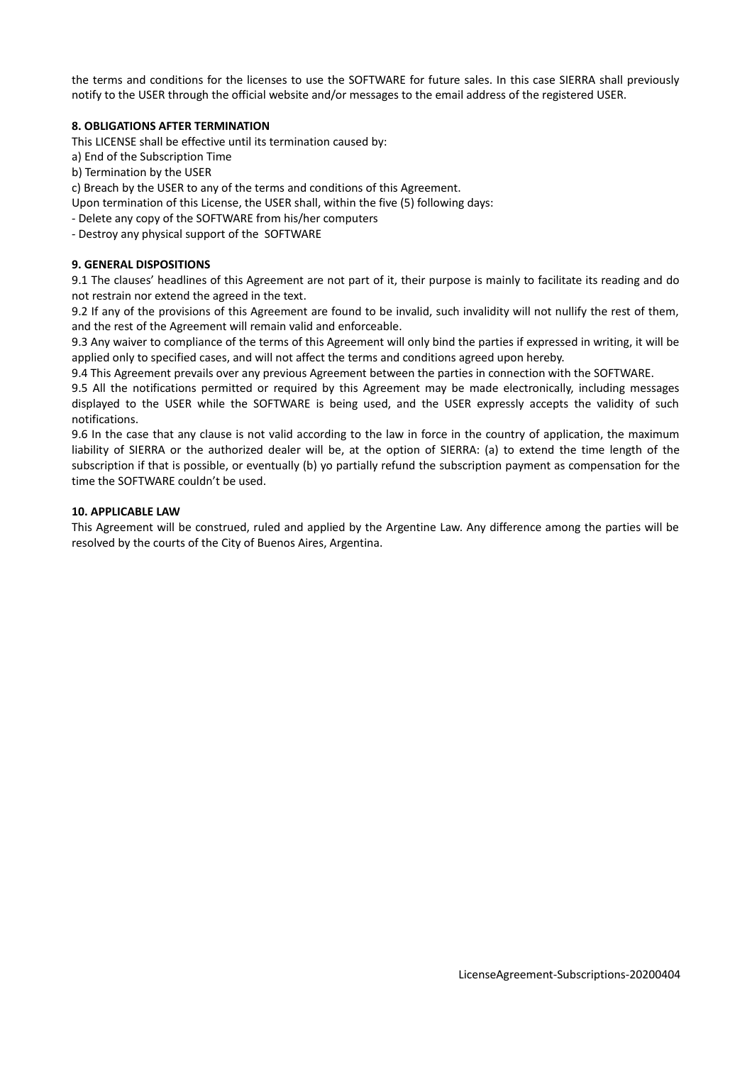the terms and conditions for the licenses to use the SOFTWARE for future sales. In this case SIERRA shall previously notify to the USER through the official website and/or messages to the email address of the registered USER.

**8. OBLIGATIONS AFTER TERMINATION**

This LICENSE shall be effective until its termination caused by:

a) End of the Subscription Time

b) Termination by the USER

c) Breach by the USER to any of the terms and conditions of this Agreement.

Upon termination of this License, the USER shall, within the five (5) following days:

- Delete any copy of the SOFTWARE from his/her computers
- Destroy any physical support of the SOFTWARE

**9. GENERAL DISPOSITIONS**

9.1 The clauses' headlines of this Agreement are not part of it, their purpose is mainly to facilitate its reading and do not restrain nor extend the agreed in the text.

9.2 If any of the provisions of this Agreement are found to be invalid, such invalidity will not nullify the rest of them, and the rest of the Agreement will remain valid and enforceable.

9.3 Any waiver to compliance of the terms of this Agreement will only bind the parties if expressed in writing, it will be applied only to specified cases, and will not affect the terms and conditions agreed upon hereby.

9.4 This Agreement prevails over any previous Agreement between the parties in connection with the SOFTWARE.

9.5 All the notifications permitted or required by this Agreement may be made electronically, including messages displayed to the USER while the SOFTWARE is being used, and the USER expressly accepts the validity of such notifications.

9.6 In the case that any clause is not valid according to the law in force in the country of application, the maximum liability of SIERRA or the authorized dealer will be, at the option of SIERRA: (a) to extend the time length of the subscription if that is possible, or eventually (b) yo partially refund the subscription payment as compensation for the time the SOFTWARE couldn't be used.

**10. APPLICABLE LAW**

This Agreement will be construed, ruled and applied by the Argentine Law. Any difference among the parties will be resolved by the courts of the City of Buenos Aires, Argentina.

LicenseAgreement-Subscriptions-20200404